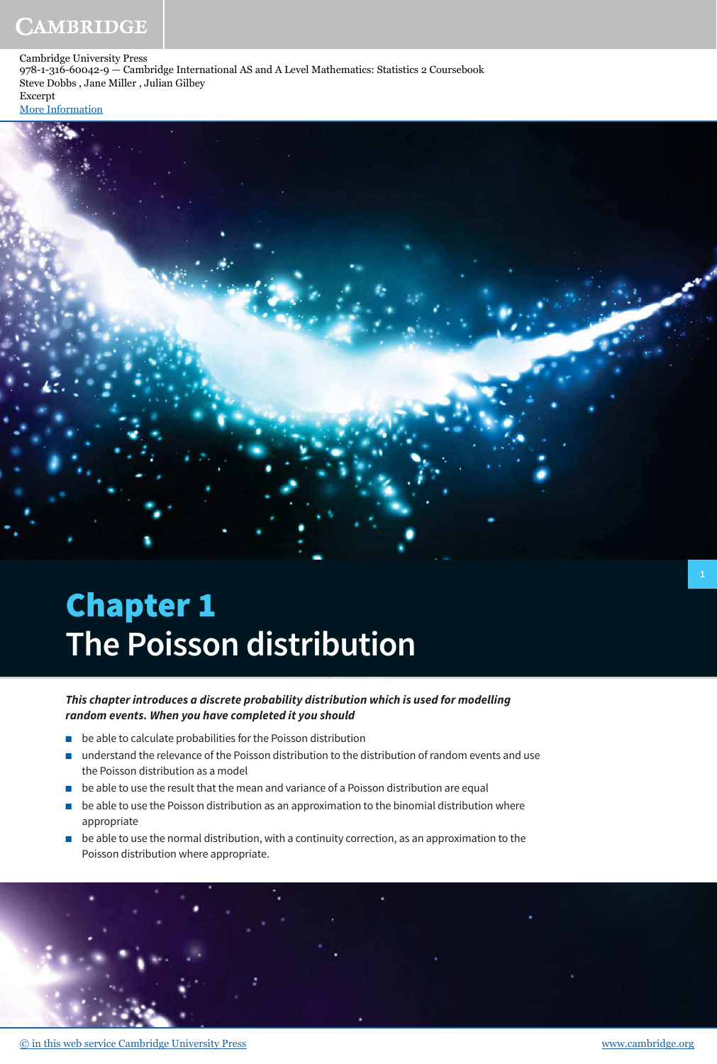Cambridge University Press
978-1-316-60042-9 — Cambridge International AS and A Level Mathematics: Statistics 2 Coursebook
Steve Dobbs , Jane Miller , Julian Gilbey
Excerpt
More Information

# Chapter 1
# The Poisson distribution

***This chapter introduces a discrete probability distribution which is used for modelling random events. When you have completed it you should***

- be able to calculate probabilities for the Poisson distribution
- understand the relevance of the Poisson distribution to the distribution of random events and use the Poisson distribution as a model
- be able to use the result that the mean and variance of a Poisson distribution are equal
- be able to use the Poisson distribution as an approximation to the binomial distribution where appropriate
- be able to use the normal distribution, with a continuity correction, as an approximation to the Poisson distribution where appropriate.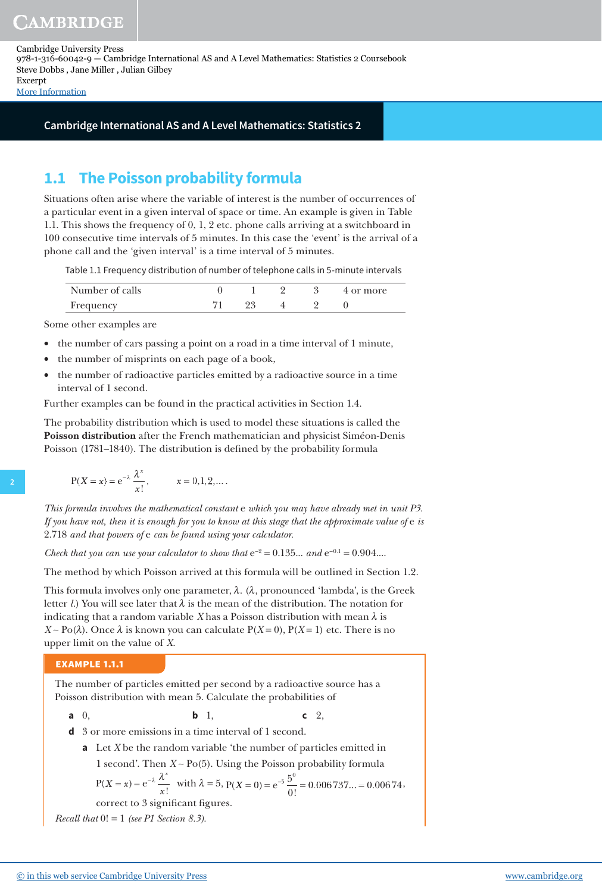## 1.1 The Poisson probability formula

Situations often arise where the variable of interest is the number of occurrences of a particular event in a given interval of space or time. An example is given in Table 1.1. This shows the frequency of 0, 1, 2 etc. phone calls arriving at a switchboard in 100 consecutive time intervals of 5 minutes. In this case the 'event' is the arrival of a phone call and the 'given interval' is a time interval of 5 minutes.

Table 1.1 Frequency distribution of number of telephone calls in 5-minute intervals

| Number of calls | 0 | 1 | 2 | 3 | 4 or more |
|---|---|---|---|---|---|
| Frequency | 71 | 23 | 4 | 2 | 0 |

Some other examples are

- the number of cars passing a point on a road in a time interval of 1 minute,
- the number of misprints on each page of a book,
- the number of radioactive particles emitted by a radioactive source in a time interval of 1 second.

Further examples can be found in the practical activities in Section 1.4.

The probability distribution which is used to model these situations is called the **Poisson distribution** after the French mathematician and physicist Siméon-Denis Poisson (1781–1840). The distribution is defined by the probability formula

$$\mathrm{P}(X = x) = \mathrm{e}^{-\lambda}\frac{\lambda^x}{x!}, \qquad x = 0, 1, 2, \ldots.$$

*This formula involves the mathematical constant* e *which you may have already met in unit P3. If you have not, then it is enough for you to know at this stage that the approximate value of* e *is* 2.718 *and that powers of* e *can be found using your calculator.*

*Check that you can use your calculator to show that* $\mathrm{e}^{-2} = 0.135\ldots$ *and* $\mathrm{e}^{-0.1} = 0.904\ldots$.

The method by which Poisson arrived at this formula will be outlined in Section 1.2.

This formula involves only one parameter, $\lambda$. ($\lambda$, pronounced 'lambda', is the Greek letter *l*.) You will see later that $\lambda$ is the mean of the distribution. The notation for indicating that a random variable $X$ has a Poisson distribution with mean $\lambda$ is $X \sim \mathrm{Po}(\lambda)$. Once $\lambda$ is known you can calculate $\mathrm{P}(X = 0)$, $\mathrm{P}(X = 1)$ etc. There is no upper limit on the value of $X$.

**EXAMPLE 1.1.1**

The number of particles emitted per second by a radioactive source has a Poisson distribution with mean 5. Calculate the probabilities of

**a** 0, **b** 1, **c** 2,

**d** 3 or more emissions in a time interval of 1 second.

**a** Let $X$ be the random variable 'the number of particles emitted in 1 second'. Then $X \sim \mathrm{Po}(5)$. Using the Poisson probability formula $\mathrm{P}(X = x) = \mathrm{e}^{-\lambda}\frac{\lambda^x}{x!}$ with $\lambda = 5$, $\mathrm{P}(X = 0) = \mathrm{e}^{-5}\frac{5^0}{0!} = 0.006\,737\ldots = 0.006\,74$, correct to 3 significant figures.

*Recall that* $0! = 1$ *(see P1 Section 8.3).*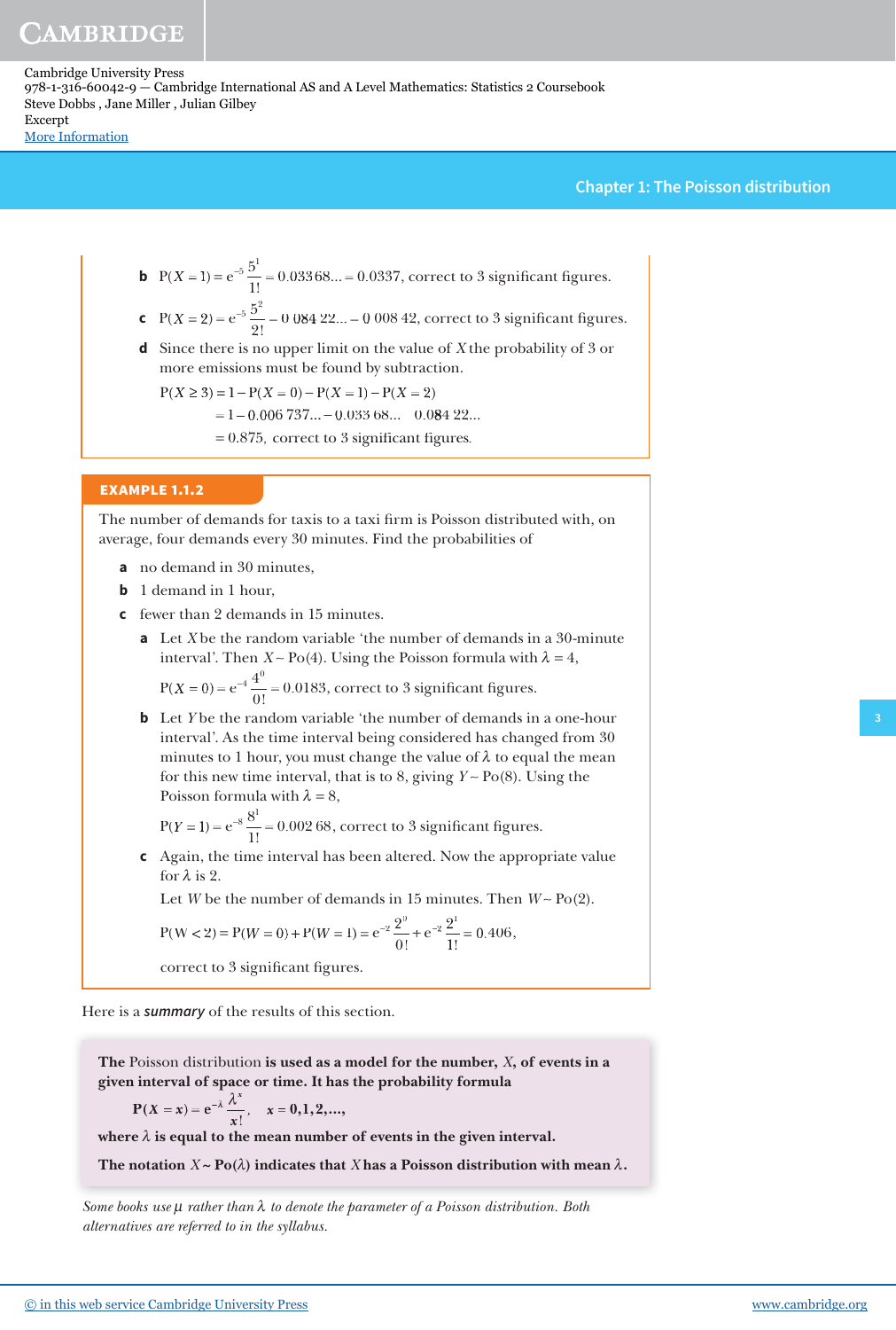**b** $P(X = 1) = e^{-5}\frac{5^1}{1!} = 0.033\,68... = 0.0337$, correct to 3 significant figures.

**c** $P(X = 2) = e^{-5}\frac{5^2}{2!} = 0.084\,22... = 0.008\,42$, correct to 3 significant figures.

**d** Since there is no upper limit on the value of $X$ the probability of 3 or more emissions must be found by subtraction.

$$P(X \geq 3) = 1 - P(X = 0) - P(X = 1) - P(X = 2)$$
$$= 1 - 0.006\,737... - 0.033\,68... - 0.084\,22...$$
$$= 0.875, \text{ correct to 3 significant figures.}$$

**EXAMPLE 1.1.2**

The number of demands for taxis to a taxi firm is Poisson distributed with, on average, four demands every 30 minutes. Find the probabilities of

**a** no demand in 30 minutes,

**b** 1 demand in 1 hour,

**c** fewer than 2 demands in 15 minutes.

**a** Let $X$ be the random variable 'the number of demands in a 30-minute interval'. Then $X \sim \text{Po}(4)$. Using the Poisson formula with $\lambda = 4$,

$P(X = 0) = e^{-4}\frac{4^0}{0!} = 0.0183$, correct to 3 significant figures.

**b** Let $Y$ be the random variable 'the number of demands in a one-hour interval'. As the time interval being considered has changed from 30 minutes to 1 hour, you must change the value of $\lambda$ to equal the mean for this new time interval, that is to 8, giving $Y \sim \text{Po}(8)$. Using the Poisson formula with $\lambda = 8$,

$P(Y = 1) = e^{-8}\frac{8^1}{1!} = 0.002\,68$, correct to 3 significant figures.

**c** Again, the time interval has been altered. Now the appropriate value for $\lambda$ is 2.

Let $W$ be the number of demands in 15 minutes. Then $W \sim \text{Po}(2)$.

$P(W < 2) = P(W = 0) + P(W = 1) = e^{-2}\frac{2^0}{0!} + e^{-2}\frac{2^1}{1!} = 0.406$,

correct to 3 significant figures.

Here is a ***summary*** of the results of this section.

**The** Poisson distribution **is used as a model for the number, $X$, of events in a given interval of space or time. It has the probability formula**

$$P(X = x) = e^{-\lambda}\frac{\lambda^x}{x!}, \quad x = 0, 1, 2, ...,$$

**where $\lambda$ is equal to the mean number of events in the given interval.**

**The notation $X \sim \text{Po}(\lambda)$ indicates that $X$ has a Poisson distribution with mean $\lambda$.**

*Some books use $\mu$ rather than $\lambda$ to denote the parameter of a Poisson distribution. Both alternatives are referred to in the syllabus.*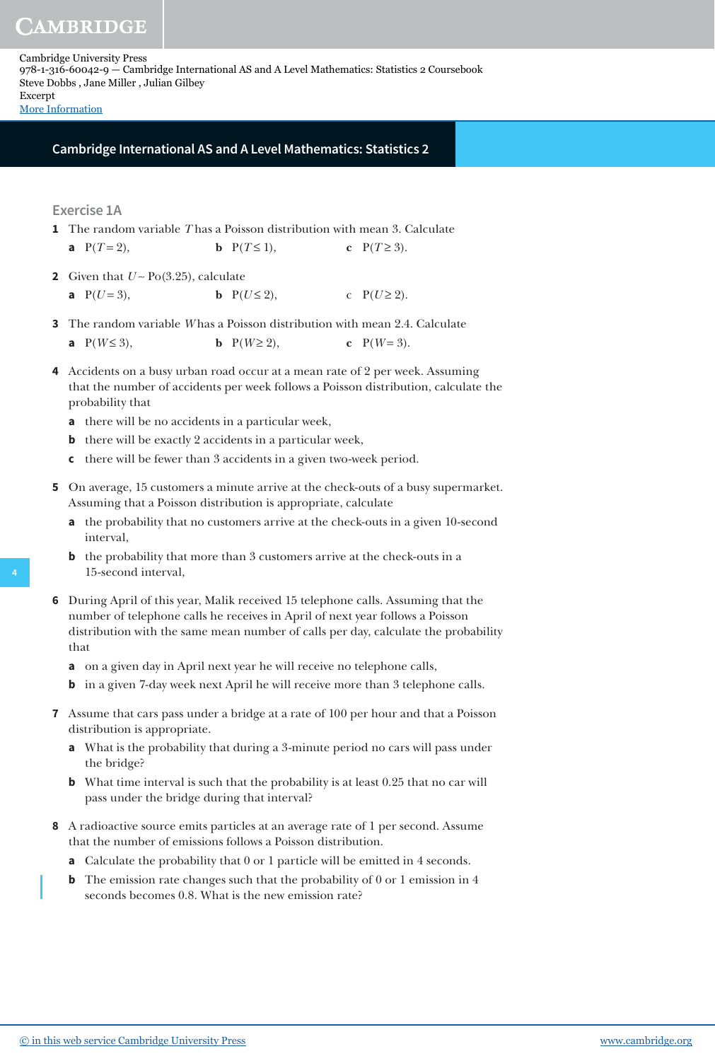## Exercise 1A

1 The random variable $T$ has a Poisson distribution with mean 3. Calculate

   a $P(T = 2)$, b $P(T \leq 1)$, c $P(T \geq 3)$.

2 Given that $U \sim Po(3.25)$, calculate

   a $P(U = 3)$, b $P(U \leq 2)$, c $P(U \geq 2)$.

3 The random variable $W$ has a Poisson distribution with mean 2.4. Calculate

   a $P(W \leq 3)$, b $P(W \geq 2)$, c $P(W = 3)$.

4 Accidents on a busy urban road occur at a mean rate of 2 per week. Assuming that the number of accidents per week follows a Poisson distribution, calculate the probability that

   a there will be no accidents in a particular week,

   b there will be exactly 2 accidents in a particular week,

   c there will be fewer than 3 accidents in a given two-week period.

5 On average, 15 customers a minute arrive at the check-outs of a busy supermarket. Assuming that a Poisson distribution is appropriate, calculate

   a the probability that no customers arrive at the check-outs in a given 10-second interval,

   b the probability that more than 3 customers arrive at the check-outs in a 15-second interval,

6 During April of this year, Malik received 15 telephone calls. Assuming that the number of telephone calls he receives in April of next year follows a Poisson distribution with the same mean number of calls per day, calculate the probability that

   a on a given day in April next year he will receive no telephone calls,

   b in a given 7-day week next April he will receive more than 3 telephone calls.

7 Assume that cars pass under a bridge at a rate of 100 per hour and that a Poisson distribution is appropriate.

   a What is the probability that during a 3-minute period no cars will pass under the bridge?

   b What time interval is such that the probability is at least 0.25 that no car will pass under the bridge during that interval?

8 A radioactive source emits particles at an average rate of 1 per second. Assume that the number of emissions follows a Poisson distribution.

   a Calculate the probability that 0 or 1 particle will be emitted in 4 seconds.

   b The emission rate changes such that the probability of 0 or 1 emission in 4 seconds becomes 0.8. What is the new emission rate?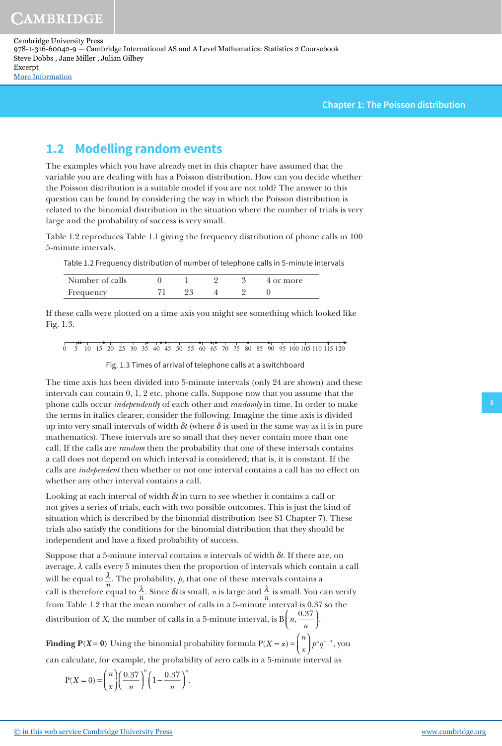## 1.2 Modelling random events

The examples which you have already met in this chapter have assumed that the variable you are dealing with has a Poisson distribution. How can you decide whether the Poisson distribution is a suitable model if you are not told? The answer to this question can be found by considering the way in which the Poisson distribution is related to the binomial distribution in the situation where the number of trials is very large and the probability of success is very small.

Table 1.2 reproduces Table 1.1 giving the frequency distribution of phone calls in 100 5-minute intervals.

Table 1.2 Frequency distribution of number of telephone calls in 5-minute intervals

| Number of calls | 0 | 1 | 2 | 3 | 4 or more |
|---|---|---|---|---|---|
| Frequency | 71 | 23 | 4 | 2 | 0 |

If these calls were plotted on a time axis you might see something which looked like Fig. 1.3.

0 5 10 15 20 25 30 35 40 45 50 55 60 65 70 75 80 85 90 95 100 105 110 115 120

Fig. 1.3 Times of arrival of telephone calls at a switchboard

The time axis has been divided into 5-minute intervals (only 24 are shown) and these intervals can contain 0, 1, 2 etc. phone calls. Suppose now that you assume that the phone calls occur *independently* of each other and *randomly* in time. In order to make the terms in italics clearer, consider the following. Imagine the time axis is divided up into very small intervals of width $\delta t$ (where $\delta$ is used in the same way as it is in pure mathematics). These intervals are so small that they never contain more than one call. If the calls are *random* then the probability that one of these intervals contains a call does not depend on which interval is considered; that is, it is constant. If the calls are *independent* then whether or not one interval contains a call has no effect on whether any other interval contains a call.

Looking at each interval of width $\delta t$ in turn to see whether it contains a call or not gives a series of trials, each with two possible outcomes. This is just the kind of situation which is described by the binomial distribution (see S1 Chapter 7). These trials also satisfy the conditions for the binomial distribution that they should be independent and have a fixed probability of success.

Suppose that a 5-minute interval contains $n$ intervals of width $\delta t$. If there are, on average, $\lambda$ calls every 5 minutes then the proportion of intervals which contain a call will be equal to $\frac{\lambda}{n}$. The probability, $p$, that one of these intervals contains a call is therefore equal to $\frac{\lambda}{n}$. Since $\delta t$ is small, $n$ is large and $\frac{\lambda}{n}$ is small. You can verify from Table 1.2 that the mean number of calls in a 5-minute interval is 0.37 so the distribution of $X$, the number of calls in a 5-minute interval, is $\mathrm{B}\left(n, \frac{0.37}{n}\right)$.

**Finding P($X$ = 0)** Using the binomial probability formula $\mathrm{P}(X = x) = \binom{n}{x} p^x q^{n-x}$, you can calculate, for example, the probability of zero calls in a 5-minute interval as

$$\mathrm{P}(X = 0) = \binom{n}{x}\left(\frac{0.37}{n}\right)^0\left(1 - \frac{0.37}{n}\right)^n.$$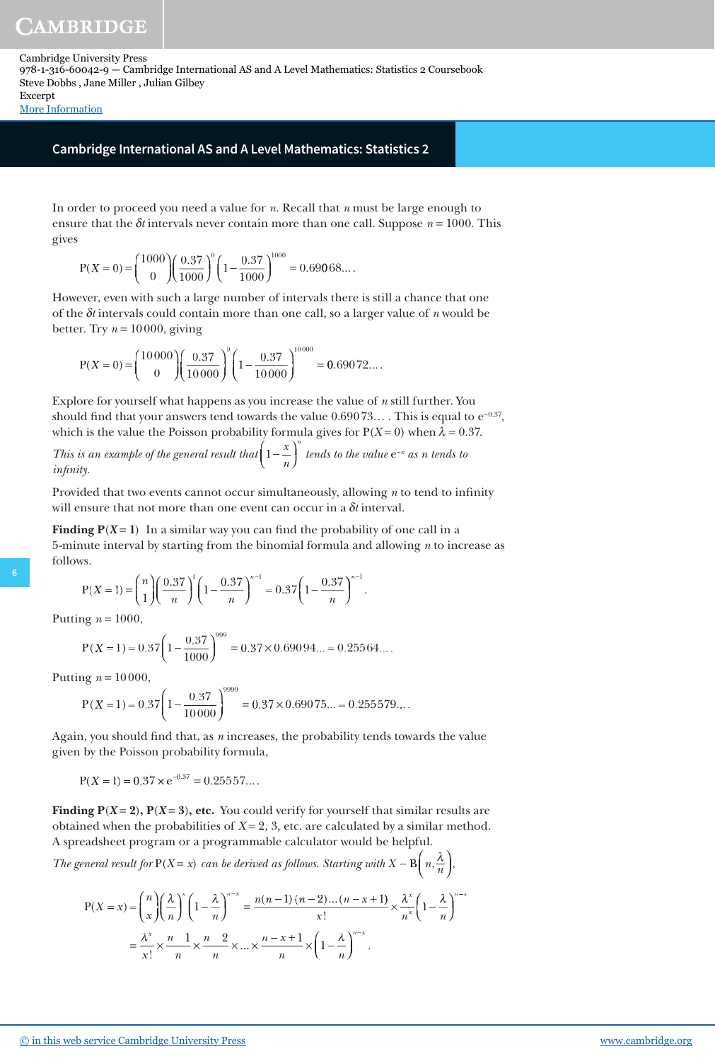In order to proceed you need a value for $n$. Recall that $n$ must be large enough to ensure that the $\delta t$ intervals never contain more than one call. Suppose $n = 1000$. This gives

$$\mathrm{P}(X=0)=\binom{1000}{0}\left(\frac{0.37}{1000}\right)^{0}\left(1-\frac{0.37}{1000}\right)^{1000}=0.690\,68\ldots.$$

However, even with such a large number of intervals there is still a chance that one of the $\delta t$ intervals could contain more than one call, so a larger value of $n$ would be better. Try $n = 10\,000$, giving

$$\mathrm{P}(X=0)=\binom{10\,000}{0}\left(\frac{0.37}{10\,000}\right)^{0}\left(1-\frac{0.37}{10\,000}\right)^{10\,000}=0.690\,72\ldots.$$

Explore for yourself what happens as you increase the value of $n$ still further. You should find that your answers tend towards the value $0.690\,73\ldots$. This is equal to $\mathrm{e}^{-0.37}$, which is the value the Poisson probability formula gives for $\mathrm{P}(X = 0)$ when $\lambda = 0.37$.

*This is an example of the general result that* $\left(1-\frac{x}{n}\right)^{n}$ *tends to the value* $\mathrm{e}^{-x}$ *as* $n$ *tends to infinity.*

Provided that two events cannot occur simultaneously, allowing $n$ to tend to infinity will ensure that not more than one event can occur in a $\delta t$ interval.

**Finding P($X$ = 1)** In a similar way you can find the probability of one call in a 5-minute interval by starting from the binomial formula and allowing $n$ to increase as follows.

$$\mathrm{P}(X=1)=\binom{n}{1}\left(\frac{0.37}{n}\right)^{1}\left(1-\frac{0.37}{n}\right)^{n-1}=0.37\left(1-\frac{0.37}{n}\right)^{n-1}.$$

Putting $n = 1000$,

$$\mathrm{P}(X=1)=0.37\left(1-\frac{0.37}{1000}\right)^{999}=0.37\times 0.690\,94\ldots=0.255\,64\ldots.$$

Putting $n = 10\,000$,

$$\mathrm{P}(X=1)=0.37\left(1-\frac{0.37}{10\,000}\right)^{9999}=0.37\times 0.690\,75\ldots=0.255\,579\ldots.$$

Again, you should find that, as $n$ increases, the probability tends towards the value given by the Poisson probability formula,

$$\mathrm{P}(X=1)=0.37\times \mathrm{e}^{-0.37}=0.255\,57\ldots.$$

**Finding P($X$ = 2), P($X$ = 3), etc.** You could verify for yourself that similar results are obtained when the probabilities of $X$ = 2, 3, etc. are calculated by a similar method. A spreadsheet program or a programmable calculator would be helpful.

*The general result for* $\mathrm{P}(X = x)$ *can be derived as follows. Starting with* $X \sim \mathrm{B}\left(n, \frac{\lambda}{n}\right)$,

$$\mathrm{P}(X=x)=\binom{n}{x}\left(\frac{\lambda}{n}\right)^{x}\left(1-\frac{\lambda}{n}\right)^{n-x}=\frac{n(n-1)(n-2)\ldots(n-x+1)}{x!}\times\frac{\lambda^{x}}{n^{x}}\left(1-\frac{\lambda}{n}\right)^{n-x}$$

$$=\frac{\lambda^{x}}{x!}\times\frac{n}{n}\frac{1}{}\times\frac{n}{n}\frac{2}{}\times\ldots\times\frac{n-x+1}{n}\times\left(1-\frac{\lambda}{n}\right)^{n-x}.$$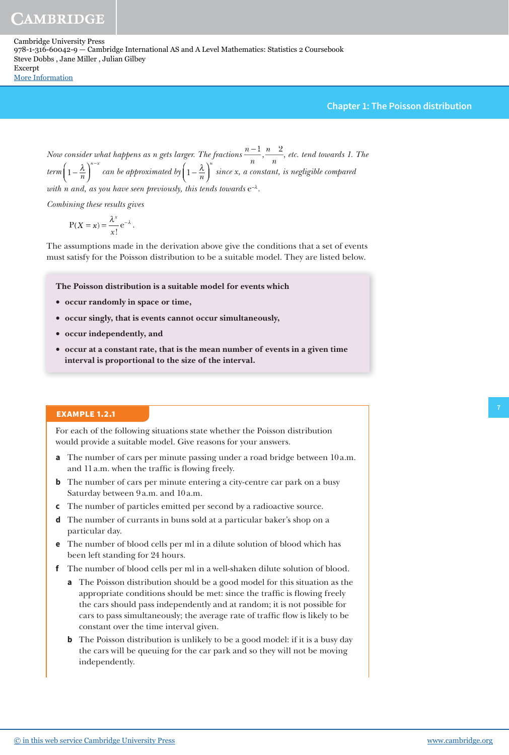*Now consider what happens as n gets larger. The fractions* $\frac{n-1}{n}, \frac{n-2}{n}$, *etc. tend towards 1. The term* $\left(1-\frac{\lambda}{n}\right)^{n-x}$ *can be approximated by* $\left(1-\frac{\lambda}{n}\right)^{n}$ *since x, a constant, is negligible compared with n and, as you have seen previously, this tends towards* $e^{-\lambda}$.

*Combining these results gives*

$$P(X = x) = \frac{\lambda^x}{x!}e^{-\lambda}.$$

The assumptions made in the derivation above give the conditions that a set of events must satisfy for the Poisson distribution to be a suitable model. They are listed below.

**The Poisson distribution is a suitable model for events which**

- **occur randomly in space or time,**
- **occur singly, that is events cannot occur simultaneously,**
- **occur independently, and**
- **occur at a constant rate, that is the mean number of events in a given time interval is proportional to the size of the interval.**

## EXAMPLE 1.2.1

For each of the following situations state whether the Poisson distribution would provide a suitable model. Give reasons for your answers.

**a** The number of cars per minute passing under a road bridge between 10 a.m. and 11 a.m. when the traffic is flowing freely.

**b** The number of cars per minute entering a city-centre car park on a busy Saturday between 9 a.m. and 10 a.m.

**c** The number of particles emitted per second by a radioactive source.

**d** The number of currants in buns sold at a particular baker's shop on a particular day.

**e** The number of blood cells per ml in a dilute solution of blood which has been left standing for 24 hours.

**f** The number of blood cells per ml in a well-shaken dilute solution of blood.

**a** The Poisson distribution should be a good model for this situation as the appropriate conditions should be met: since the traffic is flowing freely the cars should pass independently and at random; it is not possible for cars to pass simultaneously; the average rate of traffic flow is likely to be constant over the time interval given.

**b** The Poisson distribution is unlikely to be a good model: if it is a busy day the cars will be queuing for the car park and so they will not be moving independently.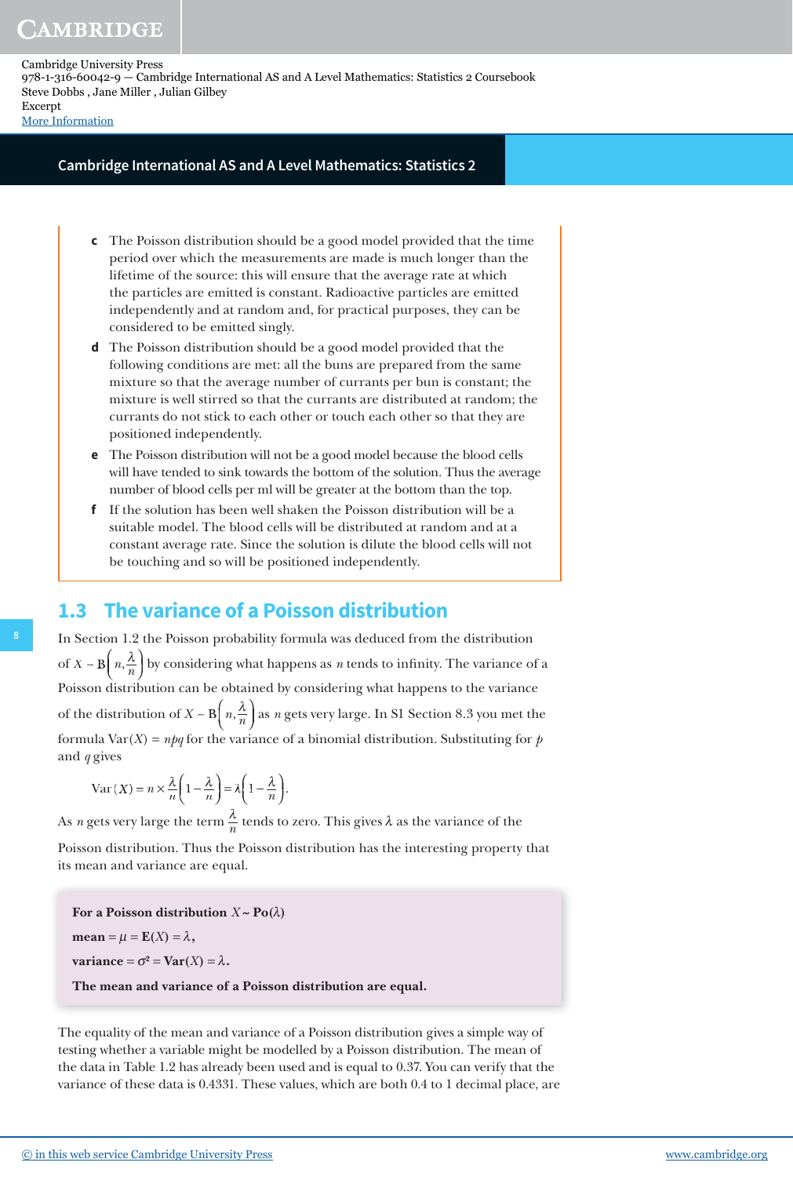**c** The Poisson distribution should be a good model provided that the time period over which the measurements are made is much longer than the lifetime of the source: this will ensure that the average rate at which the particles are emitted is constant. Radioactive particles are emitted independently and at random and, for practical purposes, they can be considered to be emitted singly.

**d** The Poisson distribution should be a good model provided that the following conditions are met: all the buns are prepared from the same mixture so that the average number of currants per bun is constant; the mixture is well stirred so that the currants are distributed at random; the currants do not stick to each other or touch each other so that they are positioned independently.

**e** The Poisson distribution will not be a good model because the blood cells will have tended to sink towards the bottom of the solution. Thus the average number of blood cells per ml will be greater at the bottom than the top.

**f** If the solution has been well shaken the Poisson distribution will be a suitable model. The blood cells will be distributed at random and at a constant average rate. Since the solution is dilute the blood cells will not be touching and so will be positioned independently.

## 1.3 The variance of a Poisson distribution

In Section 1.2 the Poisson probability formula was deduced from the distribution of $X \sim \mathrm{B}\left(n, \frac{\lambda}{n}\right)$ by considering what happens as $n$ tends to infinity. The variance of a Poisson distribution can be obtained by considering what happens to the variance of the distribution of $X \sim \mathrm{B}\left(n, \frac{\lambda}{n}\right)$ as $n$ gets very large. In S1 Section 8.3 you met the formula $\mathrm{Var}(X) = npq$ for the variance of a binomial distribution. Substituting for $p$ and $q$ gives

$$\mathrm{Var}(X) = n \times \frac{\lambda}{n}\left(1 - \frac{\lambda}{n}\right) = \lambda\left(1 - \frac{\lambda}{n}\right).$$

As $n$ gets very large the term $\frac{\lambda}{n}$ tends to zero. This gives $\lambda$ as the variance of the Poisson distribution. Thus the Poisson distribution has the interesting property that its mean and variance are equal.

**For a Poisson distribution $X \sim \mathrm{Po}(\lambda)$**

**mean** $= \mu = \mathrm{E}(X) = \lambda$,

**variance** $= \sigma^2 = \mathrm{Var}(X) = \lambda$.

**The mean and variance of a Poisson distribution are equal.**

The equality of the mean and variance of a Poisson distribution gives a simple way of testing whether a variable might be modelled by a Poisson distribution. The mean of the data in Table 1.2 has already been used and is equal to 0.37. You can verify that the variance of these data is 0.4331. These values, which are both 0.4 to 1 decimal place, are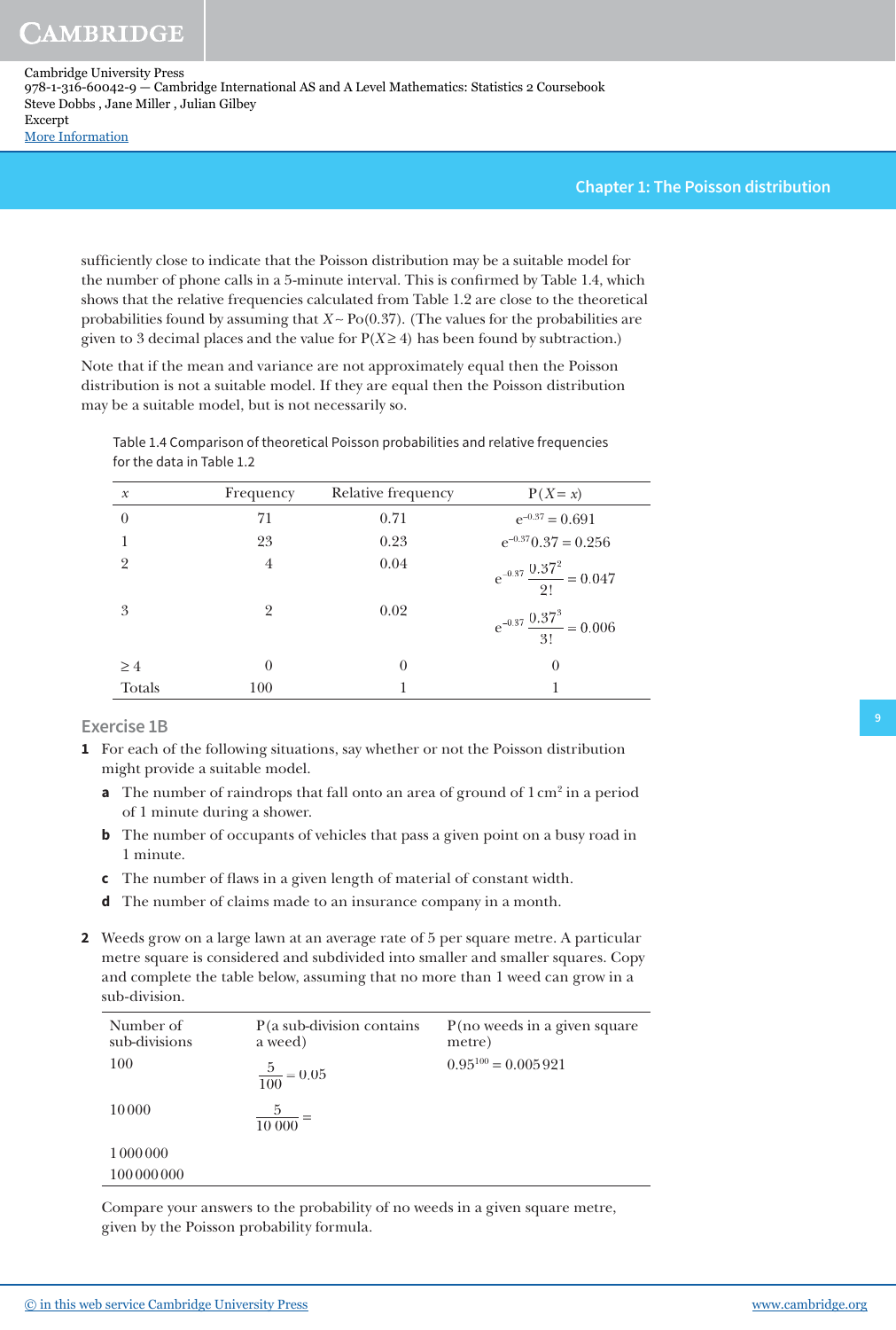sufficiently close to indicate that the Poisson distribution may be a suitable model for the number of phone calls in a 5-minute interval. This is confirmed by Table 1.4, which shows that the relative frequencies calculated from Table 1.2 are close to the theoretical probabilities found by assuming that $X \sim \text{Po}(0.37)$. (The values for the probabilities are given to 3 decimal places and the value for $P(X \geq 4)$ has been found by subtraction.)

Note that if the mean and variance are not approximately equal then the Poisson distribution is not a suitable model. If they are equal then the Poisson distribution may be a suitable model, but is not necessarily so.

Table 1.4 Comparison of theoretical Poisson probabilities and relative frequencies for the data in Table 1.2

| $x$ | Frequency | Relative frequency | $P(X = x)$ |
|---|---|---|---|
| 0 | 71 | 0.71 | $e^{-0.37} = 0.691$ |
| 1 | 23 | 0.23 | $e^{-0.37}0.37 = 0.256$ |
| 2 | 4 | 0.04 | $e^{-0.37}\dfrac{0.37^2}{2!} = 0.047$ |
| 3 | 2 | 0.02 | $e^{-0.37}\dfrac{0.37^3}{3!} = 0.006$ |
| $\geq 4$ | 0 | 0 | 0 |
| Totals | 100 | 1 | 1 |

## Exercise 1B

**1** For each of the following situations, say whether or not the Poisson distribution might provide a suitable model.

   **a** The number of raindrops that fall onto an area of ground of 1 cm$^2$ in a period of 1 minute during a shower.

   **b** The number of occupants of vehicles that pass a given point on a busy road in 1 minute.

   **c** The number of flaws in a given length of material of constant width.

   **d** The number of claims made to an insurance company in a month.

**2** Weeds grow on a large lawn at an average rate of 5 per square metre. A particular metre square is considered and subdivided into smaller and smaller squares. Copy and complete the table below, assuming that no more than 1 weed can grow in a sub-division.

| Number of sub-divisions | P(a sub-division contains a weed) | P(no weeds in a given square metre) |
|---|---|---|
| 100 | $\dfrac{5}{100} = 0.05$ | $0.95^{100} = 0.005\,921$ |
| 10 000 | $\dfrac{5}{10\,000} =$ | |
| 1 000 000 | | |
| 100 000 000 | | |

Compare your answers to the probability of no weeds in a given square metre, given by the Poisson probability formula.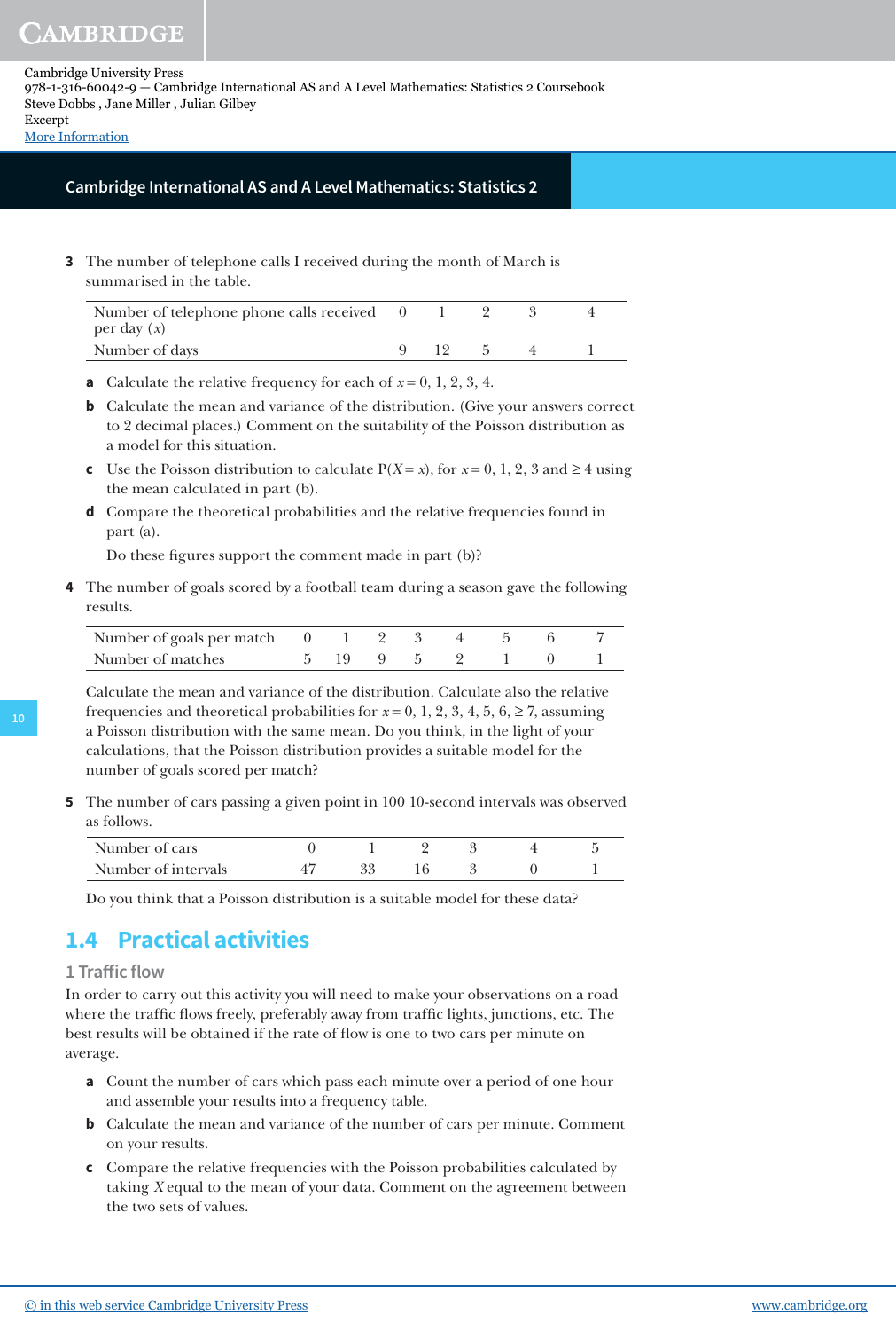3 The number of telephone calls I received during the month of March is summarised in the table.

| Number of telephone phone calls received per day ($x$) | 0 | 1 | 2 | 3 | 4 |
|---|---|---|---|---|---|
| Number of days | 9 | 12 | 5 | 4 | 1 |

**a** Calculate the relative frequency for each of $x = 0, 1, 2, 3, 4$.

**b** Calculate the mean and variance of the distribution. (Give your answers correct to 2 decimal places.) Comment on the suitability of the Poisson distribution as a model for this situation.

**c** Use the Poisson distribution to calculate $P(X = x)$, for $x = 0, 1, 2, 3$ and $\geq 4$ using the mean calculated in part (b).

**d** Compare the theoretical probabilities and the relative frequencies found in part (a).

Do these figures support the comment made in part (b)?

4 The number of goals scored by a football team during a season gave the following results.

| Number of goals per match | 0 | 1 | 2 | 3 | 4 | 5 | 6 | 7 |
|---|---|---|---|---|---|---|---|---|
| Number of matches | 5 | 19 | 9 | 5 | 2 | 1 | 0 | 1 |

Calculate the mean and variance of the distribution. Calculate also the relative frequencies and theoretical probabilities for $x = 0, 1, 2, 3, 4, 5, 6, \geq 7$, assuming a Poisson distribution with the same mean. Do you think, in the light of your calculations, that the Poisson distribution provides a suitable model for the number of goals scored per match?

5 The number of cars passing a given point in 100 10-second intervals was observed as follows.

| Number of cars | 0 | 1 | 2 | 3 | 4 | 5 |
|---|---|---|---|---|---|---|
| Number of intervals | 47 | 33 | 16 | 3 | 0 | 1 |

Do you think that a Poisson distribution is a suitable model for these data?

## 1.4 Practical activities

### 1 Traffic flow

In order to carry out this activity you will need to make your observations on a road where the traffic flows freely, preferably away from traffic lights, junctions, etc. The best results will be obtained if the rate of flow is one to two cars per minute on average.

**a** Count the number of cars which pass each minute over a period of one hour and assemble your results into a frequency table.

**b** Calculate the mean and variance of the number of cars per minute. Comment on your results.

**c** Compare the relative frequencies with the Poisson probabilities calculated by taking $X$ equal to the mean of your data. Comment on the agreement between the two sets of values.